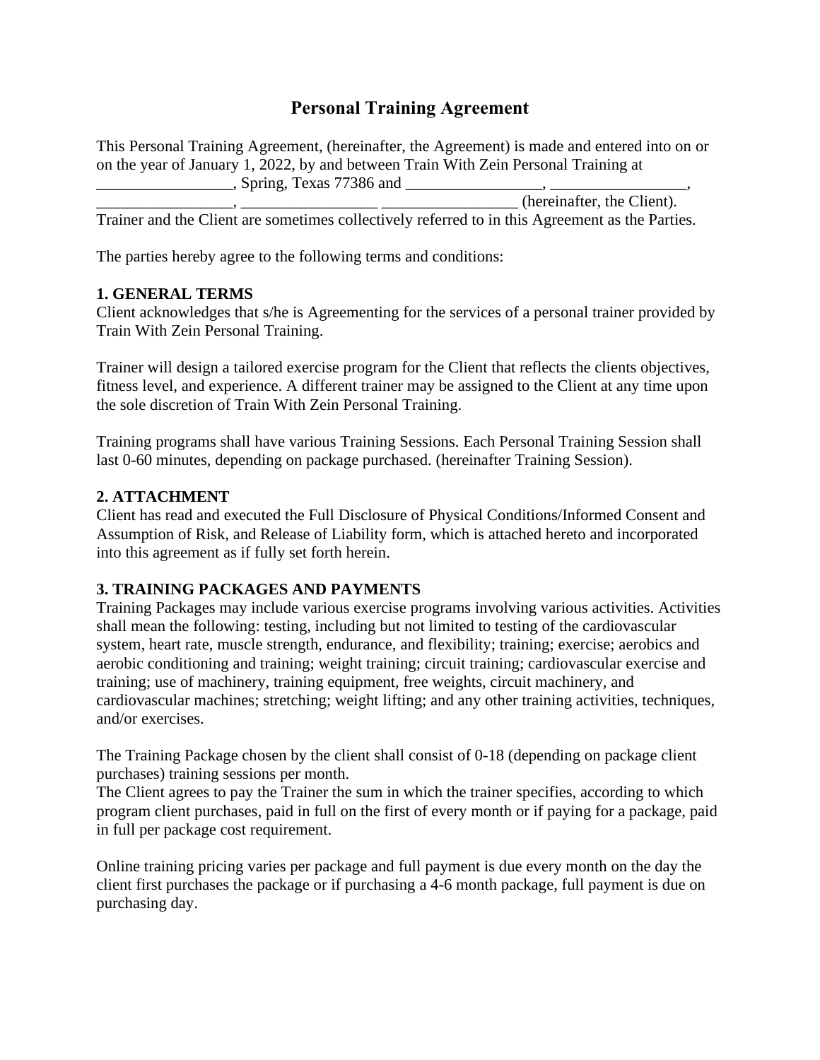# Personal Training Agreement

This Personal Training Agreement, (hereinafter, the Agreement) is made and entered into on or on the year of January 1, 2022, by and between Train With Zein Personal Training at _________________, Spring, Texas 77386 and _________________, _________________, _________________, _________________ _________________ (hereinafter, the Client). Trainer and the Client are sometimes collectively referred to in this Agreement as the Parties.

The parties hereby agree to the following terms and conditions:

**1. GENERAL TERMS**

Client acknowledges that s/he is Agreementing for the services of a personal trainer provided by Train With Zein Personal Training.

Trainer will design a tailored exercise program for the Client that reflects the clients objectives, fitness level, and experience. A different trainer may be assigned to the Client at any time upon the sole discretion of Train With Zein Personal Training.

Training programs shall have various Training Sessions. Each Personal Training Session shall last 0-60 minutes, depending on package purchased. (hereinafter Training Session).

**2. ATTACHMENT**

Client has read and executed the Full Disclosure of Physical Conditions/Informed Consent and Assumption of Risk, and Release of Liability form, which is attached hereto and incorporated into this agreement as if fully set forth herein.

**3. TRAINING PACKAGES AND PAYMENTS**

Training Packages may include various exercise programs involving various activities. Activities shall mean the following: testing, including but not limited to testing of the cardiovascular system, heart rate, muscle strength, endurance, and flexibility; training; exercise; aerobics and aerobic conditioning and training; weight training; circuit training; cardiovascular exercise and training; use of machinery, training equipment, free weights, circuit machinery, and cardiovascular machines; stretching; weight lifting; and any other training activities, techniques, and/or exercises.

The Training Package chosen by the client shall consist of 0-18 (depending on package client purchases) training sessions per month.
The Client agrees to pay the Trainer the sum in which the trainer specifies, according to which program client purchases, paid in full on the first of every month or if paying for a package, paid in full per package cost requirement.

Online training pricing varies per package and full payment is due every month on the day the client first purchases the package or if purchasing a 4-6 month package, full payment is due on purchasing day.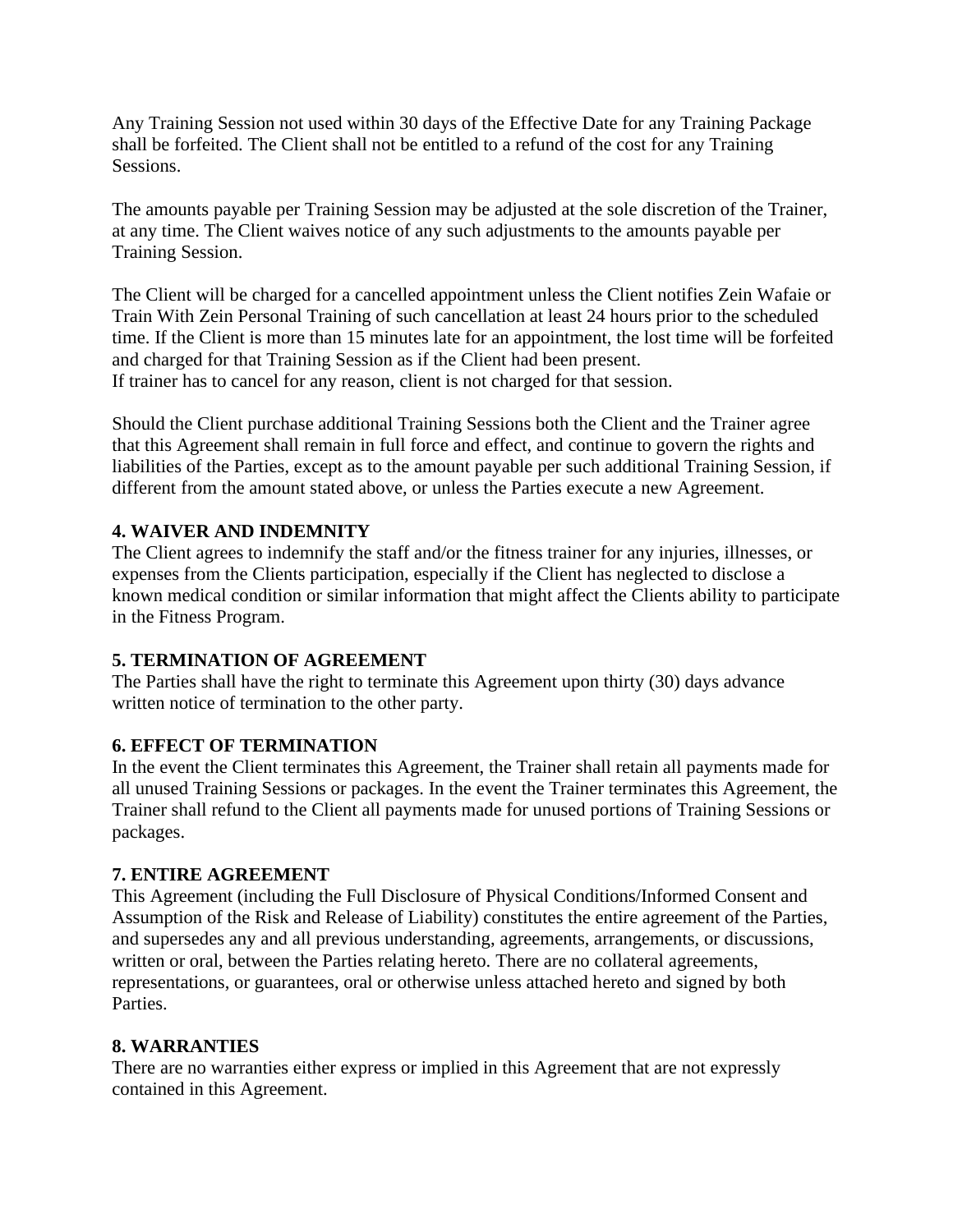Any Training Session not used within 30 days of the Effective Date for any Training Package shall be forfeited. The Client shall not be entitled to a refund of the cost for any Training Sessions.

The amounts payable per Training Session may be adjusted at the sole discretion of the Trainer, at any time. The Client waives notice of any such adjustments to the amounts payable per Training Session.

The Client will be charged for a cancelled appointment unless the Client notifies Zein Wafaie or Train With Zein Personal Training of such cancellation at least 24 hours prior to the scheduled time. If the Client is more than 15 minutes late for an appointment, the lost time will be forfeited and charged for that Training Session as if the Client had been present.
If trainer has to cancel for any reason, client is not charged for that session.

Should the Client purchase additional Training Sessions both the Client and the Trainer agree that this Agreement shall remain in full force and effect, and continue to govern the rights and liabilities of the Parties, except as to the amount payable per such additional Training Session, if different from the amount stated above, or unless the Parties execute a new Agreement.

**4. WAIVER AND INDEMNITY**
The Client agrees to indemnify the staff and/or the fitness trainer for any injuries, illnesses, or expenses from the Clients participation, especially if the Client has neglected to disclose a known medical condition or similar information that might affect the Clients ability to participate in the Fitness Program.

**5. TERMINATION OF AGREEMENT**
The Parties shall have the right to terminate this Agreement upon thirty (30) days advance written notice of termination to the other party.

**6. EFFECT OF TERMINATION**
In the event the Client terminates this Agreement, the Trainer shall retain all payments made for all unused Training Sessions or packages. In the event the Trainer terminates this Agreement, the Trainer shall refund to the Client all payments made for unused portions of Training Sessions or packages.

**7. ENTIRE AGREEMENT**
This Agreement (including the Full Disclosure of Physical Conditions/Informed Consent and Assumption of the Risk and Release of Liability) constitutes the entire agreement of the Parties, and supersedes any and all previous understanding, agreements, arrangements, or discussions, written or oral, between the Parties relating hereto. There are no collateral agreements, representations, or guarantees, oral or otherwise unless attached hereto and signed by both Parties.

**8. WARRANTIES**
There are no warranties either express or implied in this Agreement that are not expressly contained in this Agreement.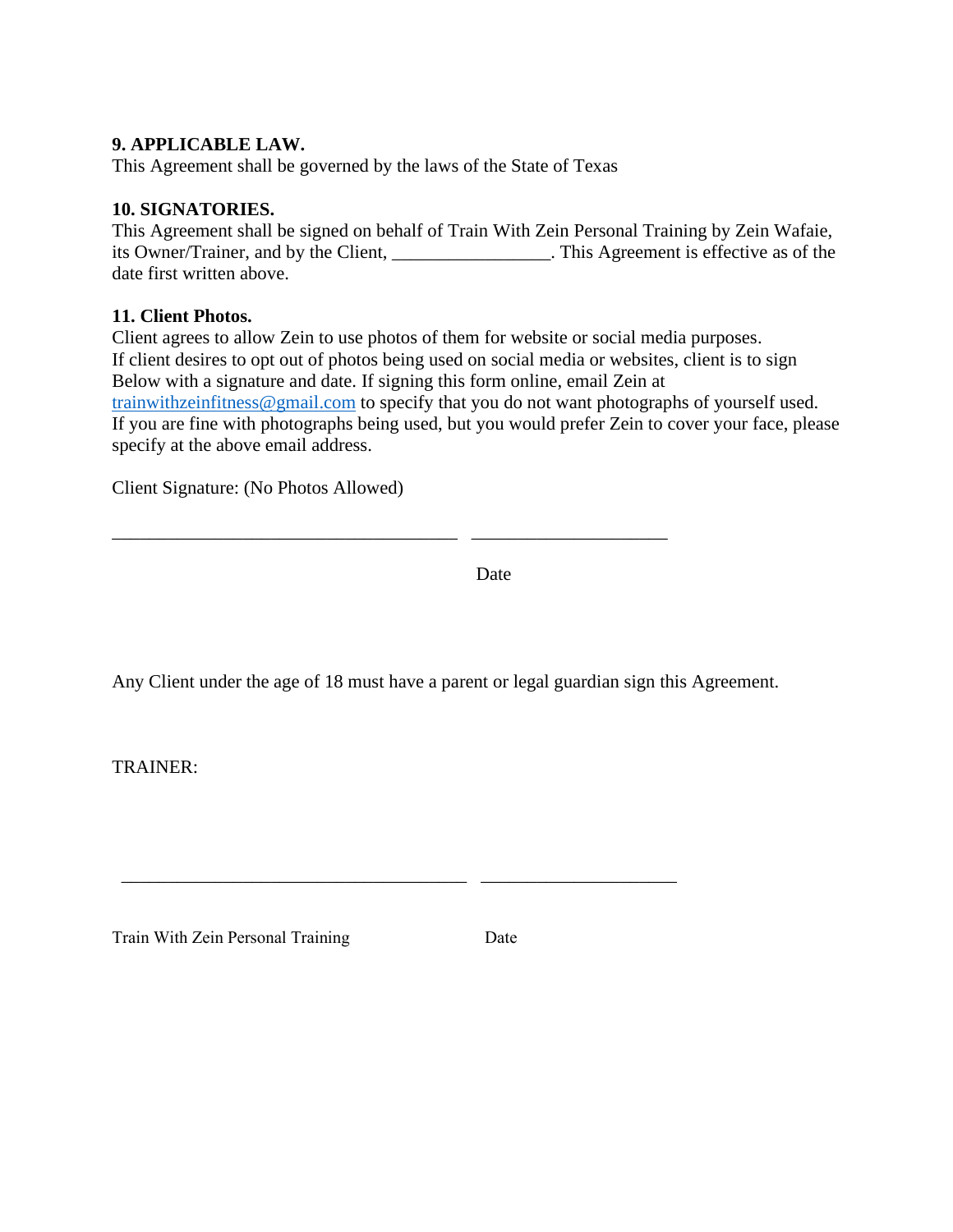**9. APPLICABLE LAW.**
This Agreement shall be governed by the laws of the State of Texas

**10. SIGNATORIES.**
This Agreement shall be signed on behalf of Train With Zein Personal Training by Zein Wafaie, its Owner/Trainer, and by the Client, _________________. This Agreement is effective as of the date first written above.

**11. Client Photos.**
Client agrees to allow Zein to use photos of them for website or social media purposes.
If client desires to opt out of photos being used on social media or websites, client is to sign Below with a signature and date. If signing this form online, email Zein at trainwithzeinfitness@gmail.com to specify that you do not want photographs of yourself used. If you are fine with photographs being used, but you would prefer Zein to cover your face, please specify at the above email address.

Client Signature: (No Photos Allowed)

_____________________________________ _____________________

Date

Any Client under the age of 18 must have a parent or legal guardian sign this Agreement.

TRAINER:

_____________________________________ _____________________

Train With Zein Personal Training Date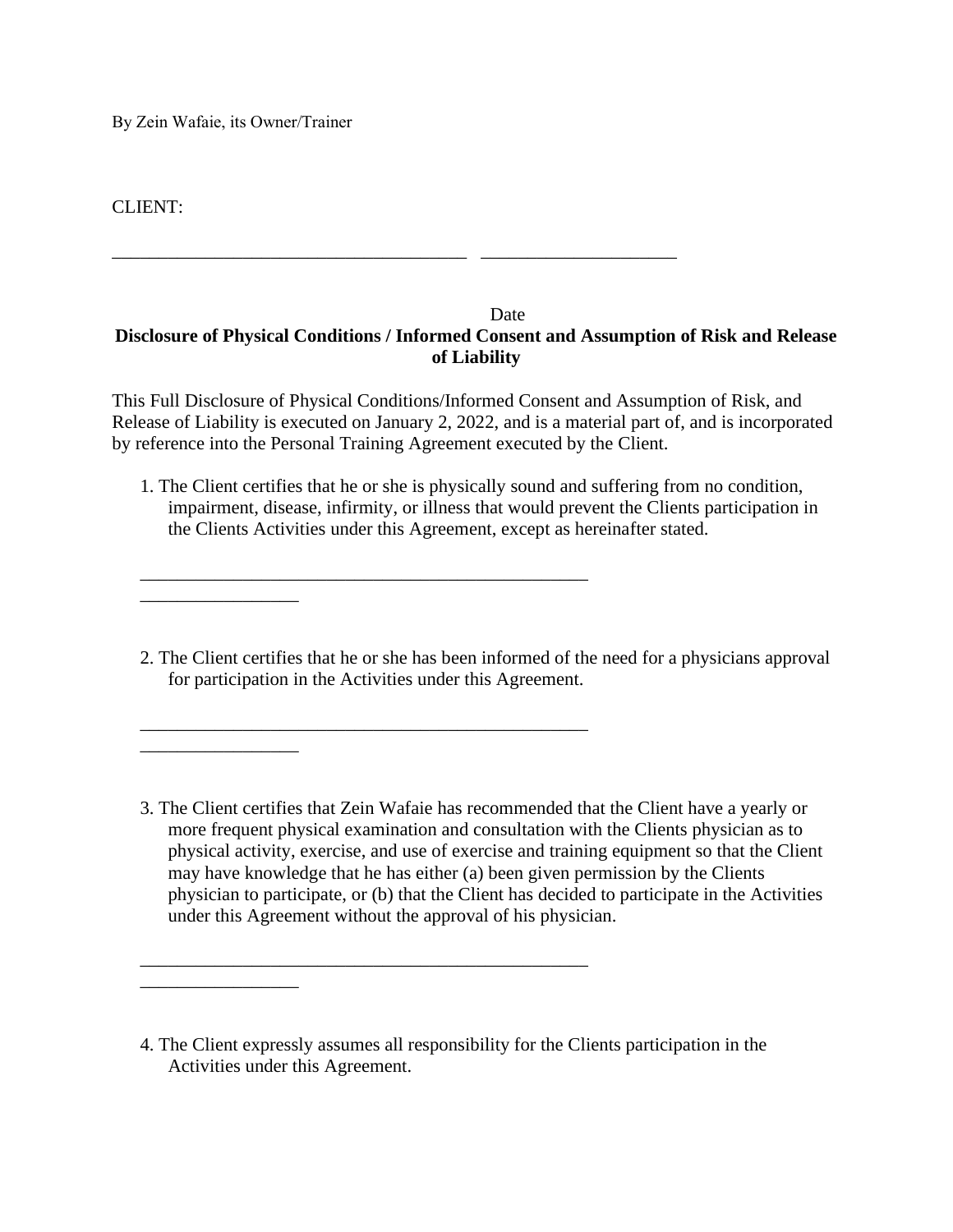By Zein Wafaie, its Owner/Trainer

CLIENT:

_____________________________________ ____________________

Date

**Disclosure of Physical Conditions / Informed Consent and Assumption of Risk and Release of Liability**

This Full Disclosure of Physical Conditions/Informed Consent and Assumption of Risk, and Release of Liability is executed on January 2, 2022, and is a material part of, and is incorporated by reference into the Personal Training Agreement executed by the Client.

1. The Client certifies that he or she is physically sound and suffering from no condition, impairment, disease, infirmity, or illness that would prevent the Clients participation in the Clients Activities under this Agreement, except as hereinafter stated.

_______________________________________________
________________

2. The Client certifies that he or she has been informed of the need for a physicians approval for participation in the Activities under this Agreement.

_______________________________________________
________________

3. The Client certifies that Zein Wafaie has recommended that the Client have a yearly or more frequent physical examination and consultation with the Clients physician as to physical activity, exercise, and use of exercise and training equipment so that the Client may have knowledge that he has either (a) been given permission by the Clients physician to participate, or (b) that the Client has decided to participate in the Activities under this Agreement without the approval of his physician.

_______________________________________________
________________

4. The Client expressly assumes all responsibility for the Clients participation in the Activities under this Agreement.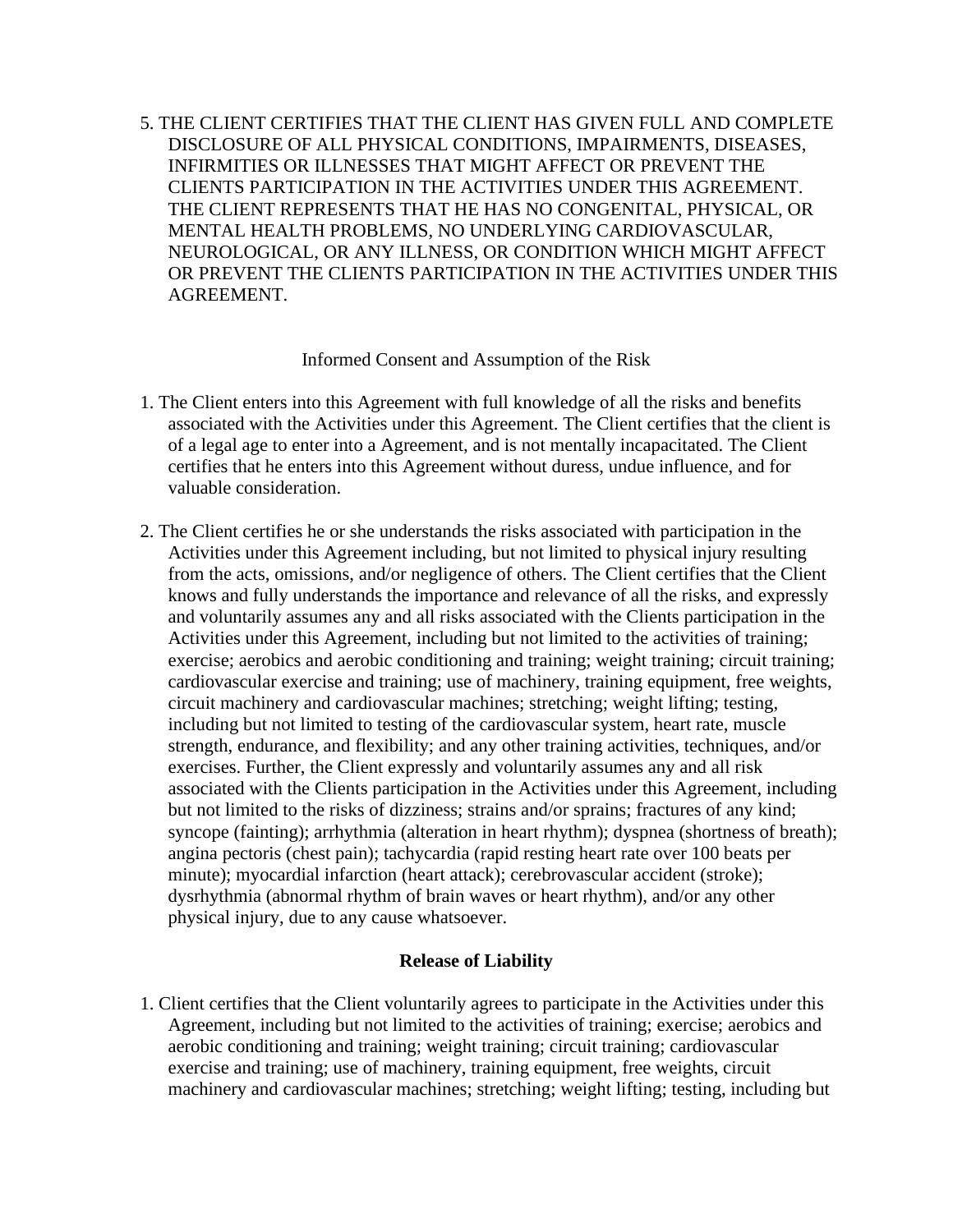5. THE CLIENT CERTIFIES THAT THE CLIENT HAS GIVEN FULL AND COMPLETE DISCLOSURE OF ALL PHYSICAL CONDITIONS, IMPAIRMENTS, DISEASES, INFIRMITIES OR ILLNESSES THAT MIGHT AFFECT OR PREVENT THE CLIENTS PARTICIPATION IN THE ACTIVITIES UNDER THIS AGREEMENT. THE CLIENT REPRESENTS THAT HE HAS NO CONGENITAL, PHYSICAL, OR MENTAL HEALTH PROBLEMS, NO UNDERLYING CARDIOVASCULAR, NEUROLOGICAL, OR ANY ILLNESS, OR CONDITION WHICH MIGHT AFFECT OR PREVENT THE CLIENTS PARTICIPATION IN THE ACTIVITIES UNDER THIS AGREEMENT.

## Informed Consent and Assumption of the Risk

1. The Client enters into this Agreement with full knowledge of all the risks and benefits associated with the Activities under this Agreement. The Client certifies that the client is of a legal age to enter into a Agreement, and is not mentally incapacitated. The Client certifies that he enters into this Agreement without duress, undue influence, and for valuable consideration.

2. The Client certifies he or she understands the risks associated with participation in the Activities under this Agreement including, but not limited to physical injury resulting from the acts, omissions, and/or negligence of others. The Client certifies that the Client knows and fully understands the importance and relevance of all the risks, and expressly and voluntarily assumes any and all risks associated with the Clients participation in the Activities under this Agreement, including but not limited to the activities of training; exercise; aerobics and aerobic conditioning and training; weight training; circuit training; cardiovascular exercise and training; use of machinery, training equipment, free weights, circuit machinery and cardiovascular machines; stretching; weight lifting; testing, including but not limited to testing of the cardiovascular system, heart rate, muscle strength, endurance, and flexibility; and any other training activities, techniques, and/or exercises. Further, the Client expressly and voluntarily assumes any and all risk associated with the Clients participation in the Activities under this Agreement, including but not limited to the risks of dizziness; strains and/or sprains; fractures of any kind; syncope (fainting); arrhythmia (alteration in heart rhythm); dyspnea (shortness of breath); angina pectoris (chest pain); tachycardia (rapid resting heart rate over 100 beats per minute); myocardial infarction (heart attack); cerebrovascular accident (stroke); dysrhythmia (abnormal rhythm of brain waves or heart rhythm), and/or any other physical injury, due to any cause whatsoever.

## Release of Liability

1. Client certifies that the Client voluntarily agrees to participate in the Activities under this Agreement, including but not limited to the activities of training; exercise; aerobics and aerobic conditioning and training; weight training; circuit training; cardiovascular exercise and training; use of machinery, training equipment, free weights, circuit machinery and cardiovascular machines; stretching; weight lifting; testing, including but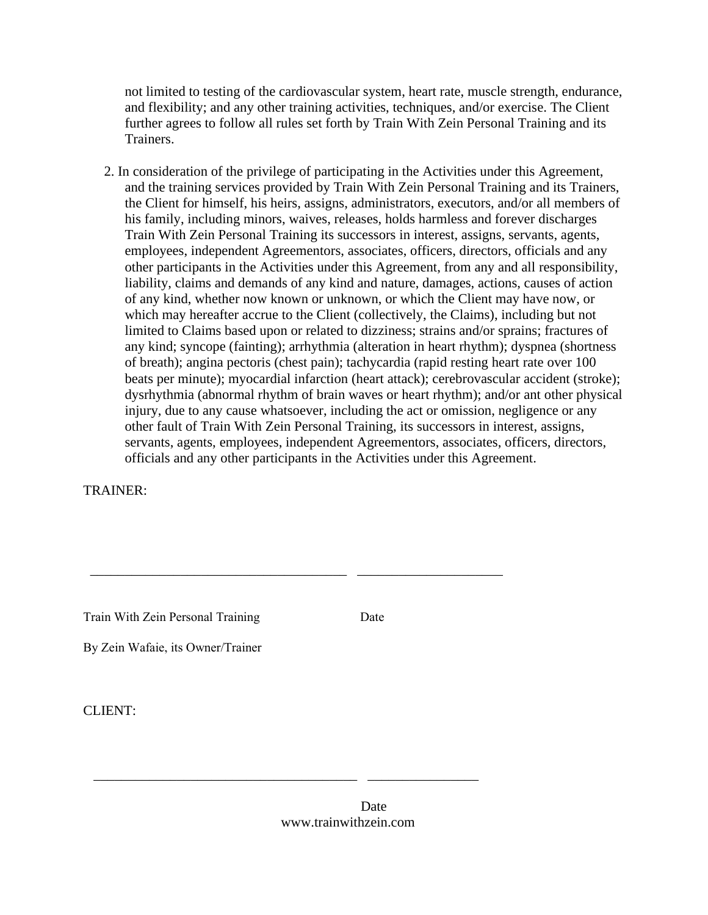not limited to testing of the cardiovascular system, heart rate, muscle strength, endurance, and flexibility; and any other training activities, techniques, and/or exercise. The Client further agrees to follow all rules set forth by Train With Zein Personal Training and its Trainers.

2. In consideration of the privilege of participating in the Activities under this Agreement, and the training services provided by Train With Zein Personal Training and its Trainers, the Client for himself, his heirs, assigns, administrators, executors, and/or all members of his family, including minors, waives, releases, holds harmless and forever discharges Train With Zein Personal Training its successors in interest, assigns, servants, agents, employees, independent Agreementors, associates, officers, directors, officials and any other participants in the Activities under this Agreement, from any and all responsibility, liability, claims and demands of any kind and nature, damages, actions, causes of action of any kind, whether now known or unknown, or which the Client may have now, or which may hereafter accrue to the Client (collectively, the Claims), including but not limited to Claims based upon or related to dizziness; strains and/or sprains; fractures of any kind; syncope (fainting); arrhythmia (alteration in heart rhythm); dyspnea (shortness of breath); angina pectoris (chest pain); tachycardia (rapid resting heart rate over 100 beats per minute); myocardial infarction (heart attack); cerebrovascular accident (stroke); dysrhythmia (abnormal rhythm of brain waves or heart rhythm); and/or ant other physical injury, due to any cause whatsoever, including the act or omission, negligence or any other fault of Train With Zein Personal Training, its successors in interest, assigns, servants, agents, employees, independent Agreementors, associates, officers, directors, officials and any other participants in the Activities under this Agreement.

TRAINER:

_____________________________________ ____________________

Train With Zein Personal Training Date

By Zein Wafaie, its Owner/Trainer

CLIENT:

_____________________________________ ________________

Date

www.trainwithzein.com